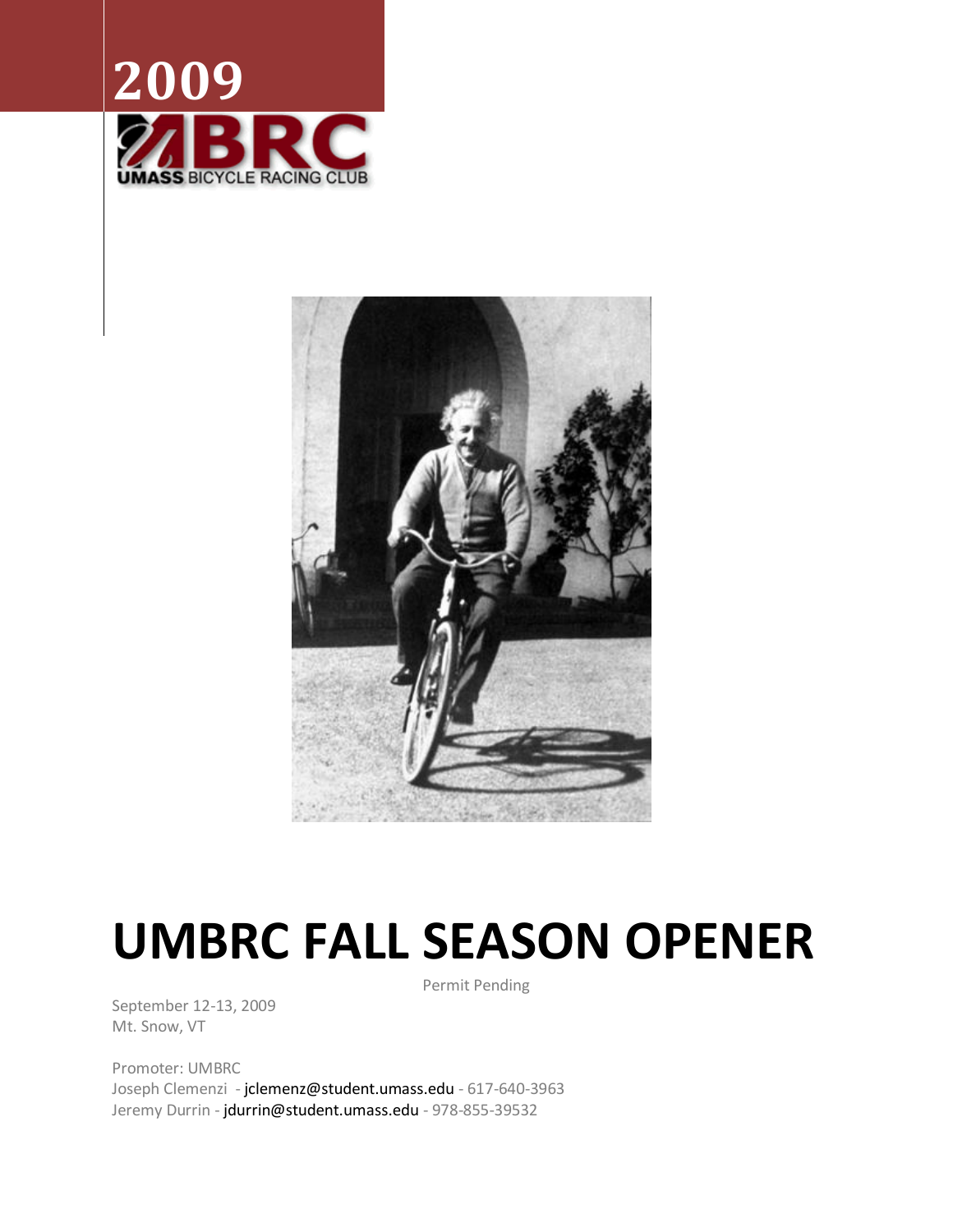2009

UMBRC

UMASS BICYCLE RACING CLUB

# UMBRC FALL SEASON OPENER

Permit Pending

September 12-13, 2009
Mt. Snow, VT

Promoter: UMBRC
Joseph Clemenzi - jclemenz@student.umass.edu - 617-640-3963
Jeremy Durrin - jdurrin@student.umass.edu - 978-855-39532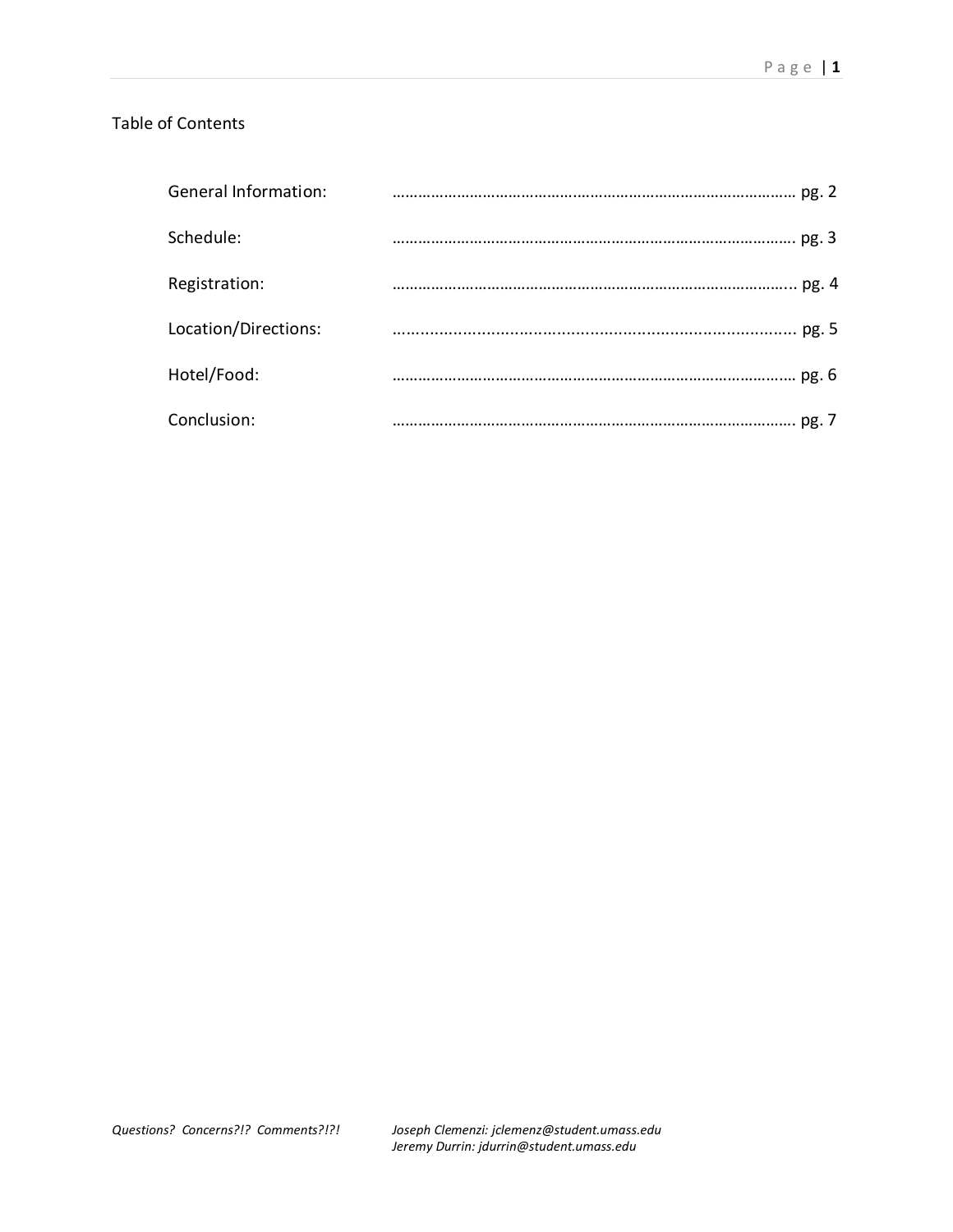# Table of Contents

| Section | Page |
| --- | --- |
| General Information: | pg. 2 |
| Schedule: | pg. 3 |
| Registration: | pg. 4 |
| Location/Directions: | pg. 5 |
| Hotel/Food: | pg. 6 |
| Conclusion: | pg. 7 |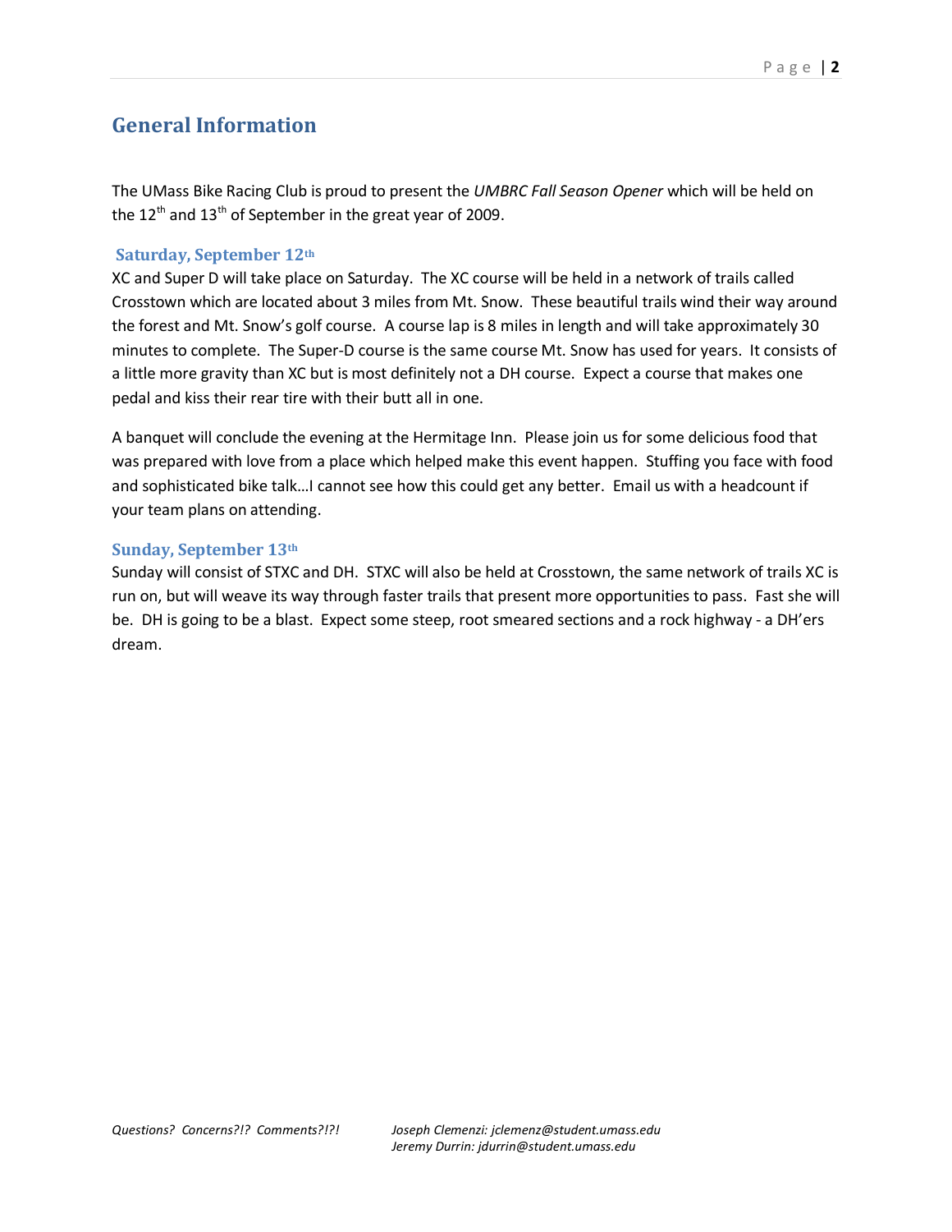## General Information

The UMass Bike Racing Club is proud to present the *UMBRC Fall Season Opener* which will be held on the 12th and 13th of September in the great year of 2009.

### Saturday, September 12th

XC and Super D will take place on Saturday. The XC course will be held in a network of trails called Crosstown which are located about 3 miles from Mt. Snow. These beautiful trails wind their way around the forest and Mt. Snow's golf course. A course lap is 8 miles in length and will take approximately 30 minutes to complete. The Super-D course is the same course Mt. Snow has used for years. It consists of a little more gravity than XC but is most definitely not a DH course. Expect a course that makes one pedal and kiss their rear tire with their butt all in one.

A banquet will conclude the evening at the Hermitage Inn. Please join us for some delicious food that was prepared with love from a place which helped make this event happen. Stuffing you face with food and sophisticated bike talk…I cannot see how this could get any better. Email us with a headcount if your team plans on attending.

### Sunday, September 13th

Sunday will consist of STXC and DH. STXC will also be held at Crosstown, the same network of trails XC is run on, but will weave its way through faster trails that present more opportunities to pass. Fast she will be. DH is going to be a blast. Expect some steep, root smeared sections and a rock highway - a DH'ers dream.

*Questions? Concerns?!? Comments?!?!*

*Joseph Clemenzi: jclemenz@student.umass.edu*
*Jeremy Durrin: jdurrin@student.umass.edu*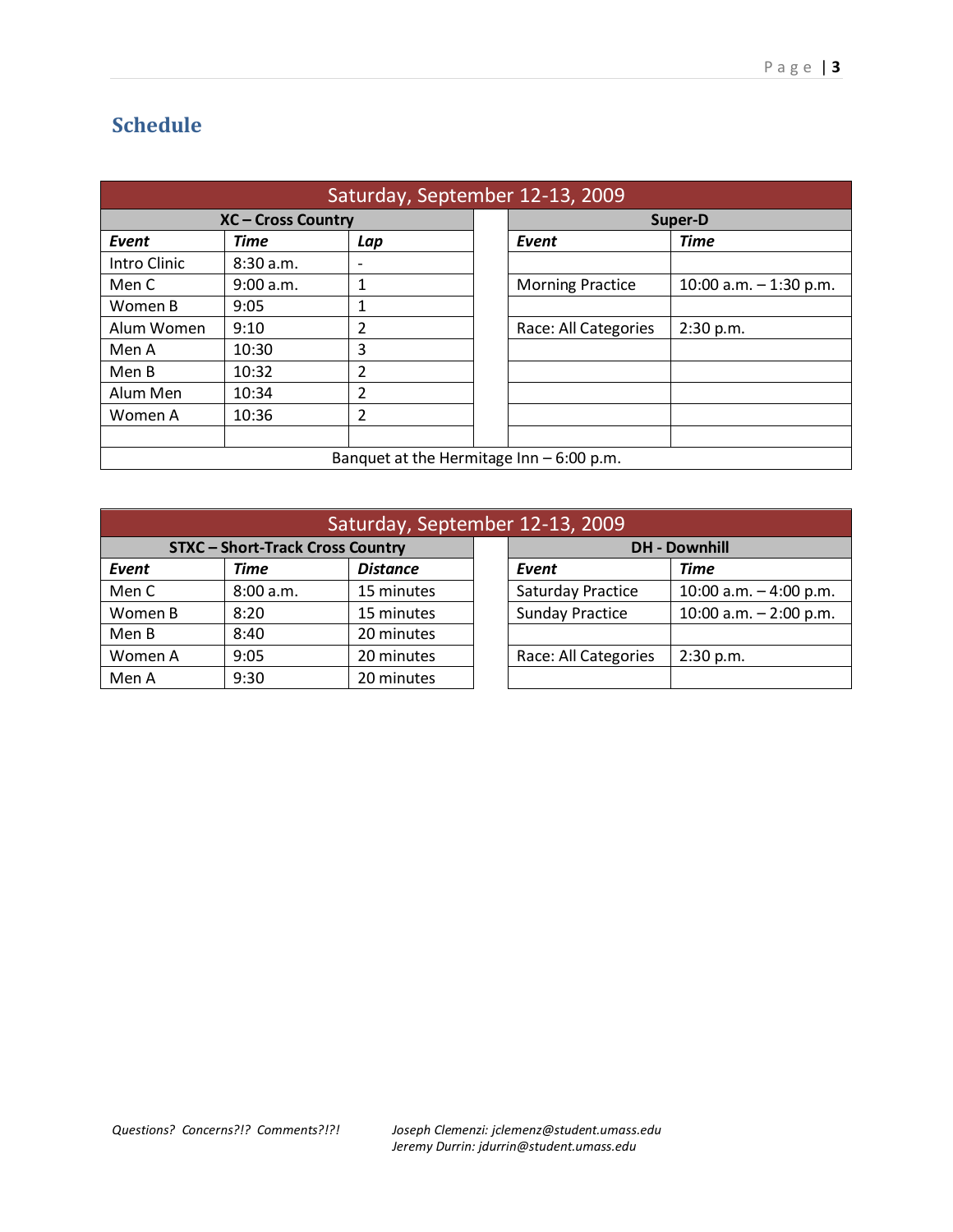## Schedule

| Saturday, September 12-13, 2009 | | | | | |
|---|---|---|---|---|---|
| **XC – Cross Country** | | | | **Super-D** | |
| ***Event*** | ***Time*** | ***Lap*** | | ***Event*** | ***Time*** |
| Intro Clinic | 8:30 a.m. | - | | | |
| Men C | 9:00 a.m. | 1 | | Morning Practice | 10:00 a.m. – 1:30 p.m. |
| Women B | 9:05 | 1 | | | |
| Alum Women | 9:10 | 2 | | Race: All Categories | 2:30 p.m. |
| Men A | 10:30 | 3 | | | |
| Men B | 10:32 | 2 | | | |
| Alum Men | 10:34 | 2 | | | |
| Women A | 10:36 | 2 | | | |
| | | | | | |
| Banquet at the Hermitage Inn – 6:00 p.m. | | | | | |

| Saturday, September 12-13, 2009 | | | | | |
|---|---|---|---|---|---|
| **STXC – Short-Track Cross Country** | | | | **DH - Downhill** | |
| ***Event*** | ***Time*** | ***Distance*** | | ***Event*** | ***Time*** |
| Men C | 8:00 a.m. | 15 minutes | | Saturday Practice | 10:00 a.m. – 4:00 p.m. |
| Women B | 8:20 | 15 minutes | | Sunday Practice | 10:00 a.m. – 2:00 p.m. |
| Men B | 8:40 | 20 minutes | | | |
| Women A | 9:05 | 20 minutes | | Race: All Categories | 2:30 p.m. |
| Men A | 9:30 | 20 minutes | | | |

*Questions? Concerns?!? Comments?!?!*

*Joseph Clemenzi: jclemenz@student.umass.edu*
*Jeremy Durrin: jdurrin@student.umass.edu*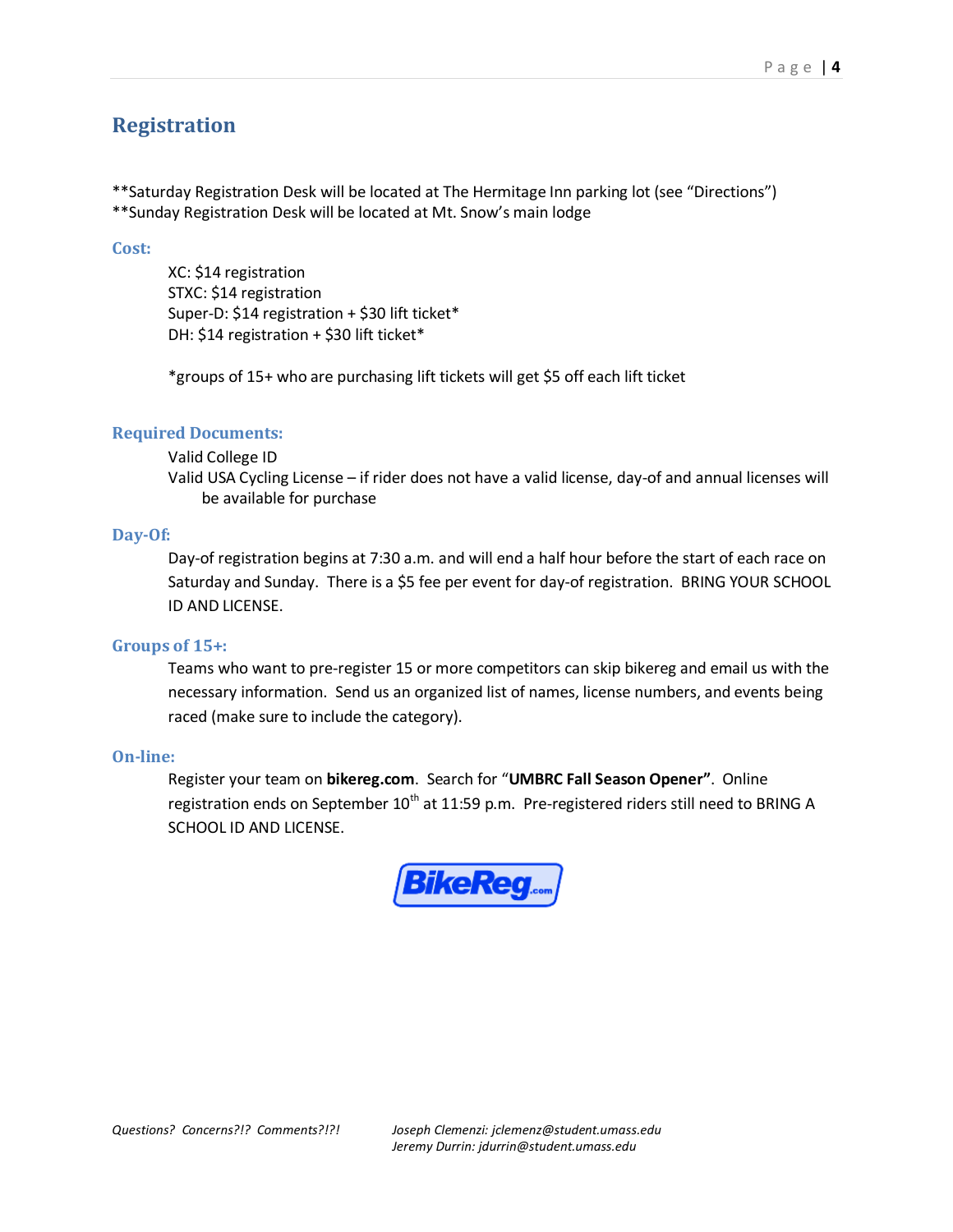## Registration

**Saturday Registration Desk will be located at The Hermitage Inn parking lot (see "Directions")
**Sunday Registration Desk will be located at Mt. Snow's main lodge

### Cost:

XC: $14 registration
STXC: $14 registration
Super-D: $14 registration + $30 lift ticket*
DH: $14 registration + $30 lift ticket*

*groups of 15+ who are purchasing lift tickets will get $5 off each lift ticket

### Required Documents:

Valid College ID
Valid USA Cycling License – if rider does not have a valid license, day-of and annual licenses will be available for purchase

### Day-Of:

Day-of registration begins at 7:30 a.m. and will end a half hour before the start of each race on Saturday and Sunday. There is a $5 fee per event for day-of registration. BRING YOUR SCHOOL ID AND LICENSE.

### Groups of 15+:

Teams who want to pre-register 15 or more competitors can skip bikereg and email us with the necessary information. Send us an organized list of names, license numbers, and events being raced (make sure to include the category).

### On-line:

Register your team on **bikereg.com**. Search for "**UMBRC Fall Season Opener"**. Online registration ends on September 10th at 11:59 p.m. Pre-registered riders still need to BRING A SCHOOL ID AND LICENSE.

BikeReg.com

*Questions? Concerns?!? Comments?!?!* *Joseph Clemenzi: jclemenz@student.umass.edu*
*Jeremy Durrin: jdurrin@student.umass.edu*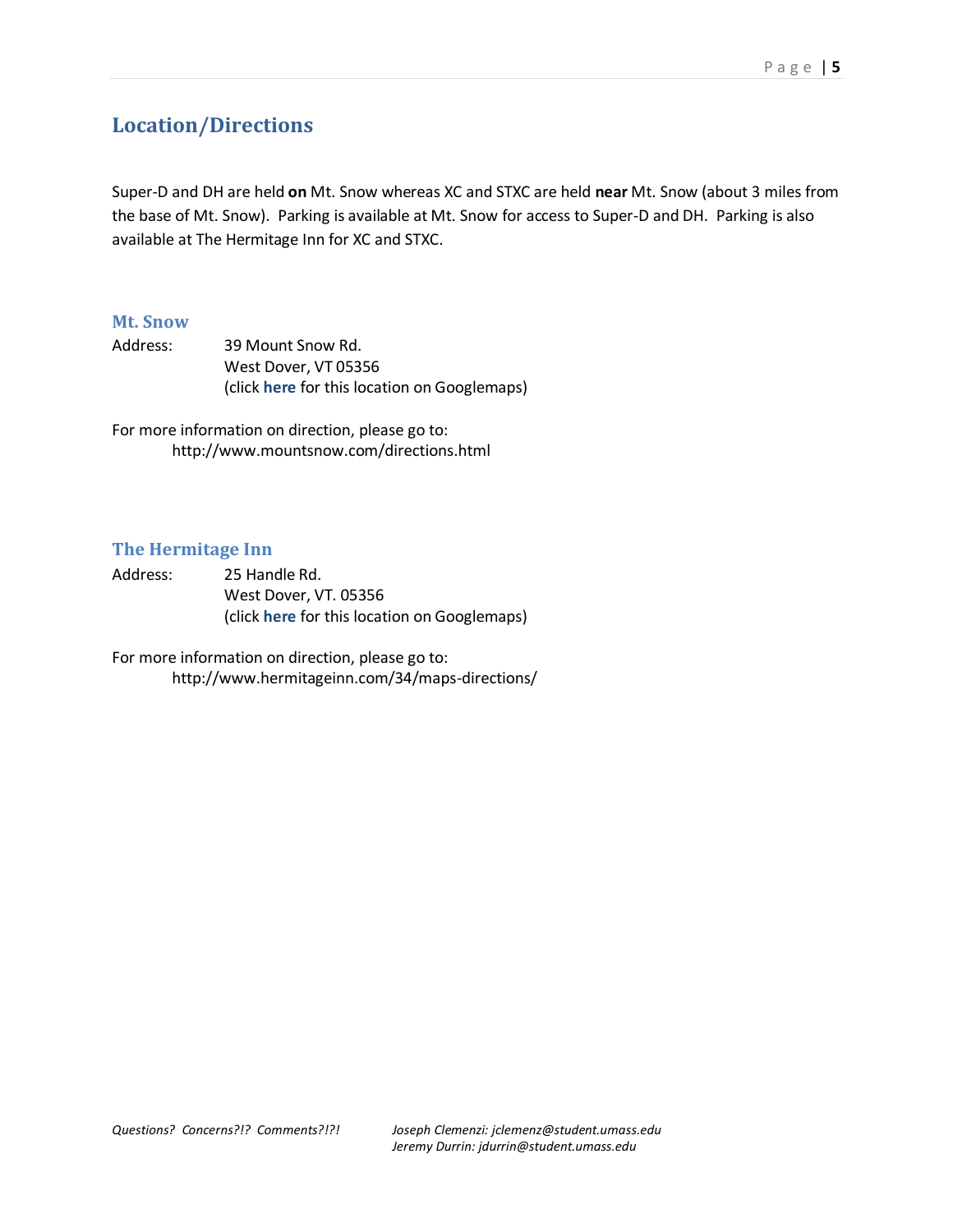# Location/Directions

Super-D and DH are held **on** Mt. Snow whereas XC and STXC are held **near** Mt. Snow (about 3 miles from the base of Mt. Snow). Parking is available at Mt. Snow for access to Super-D and DH. Parking is also available at The Hermitage Inn for XC and STXC.

## Mt. Snow

Address: 39 Mount Snow Rd.
West Dover, VT 05356
(click **here** for this location on Googlemaps)

For more information on direction, please go to:
http://www.mountsnow.com/directions.html

## The Hermitage Inn

Address: 25 Handle Rd.
West Dover, VT. 05356
(click **here** for this location on Googlemaps)

For more information on direction, please go to:
http://www.hermitageinn.com/34/maps-directions/

*Questions? Concerns?!? Comments?!?!* *Joseph Clemenzi: jclemenz@student.umass.edu*
*Jeremy Durrin: jdurrin@student.umass.edu*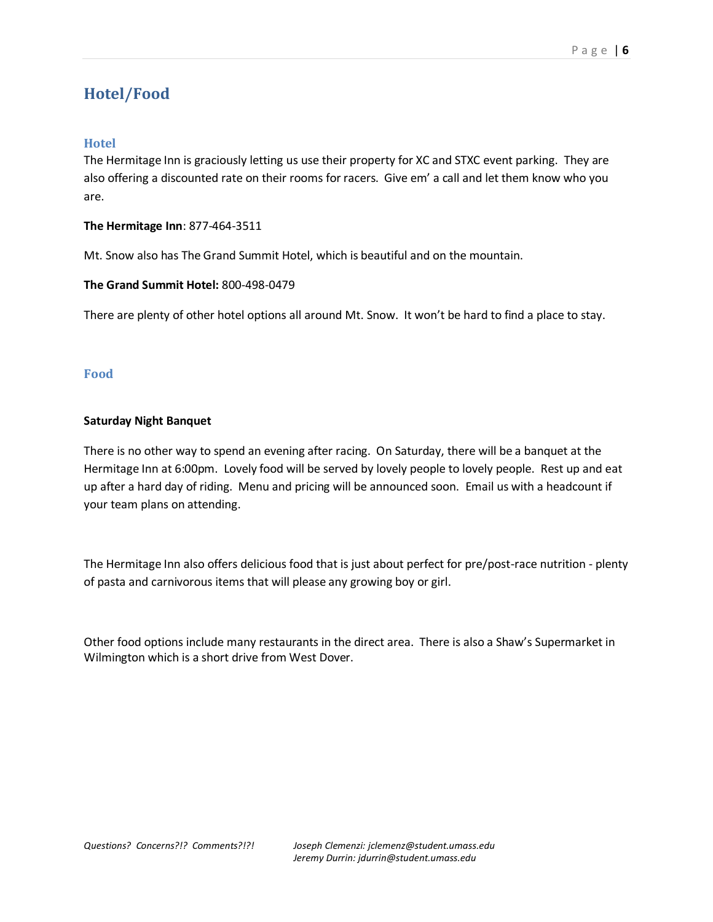# Hotel/Food

## Hotel

The Hermitage Inn is graciously letting us use their property for XC and STXC event parking. They are also offering a discounted rate on their rooms for racers. Give em' a call and let them know who you are.

**The Hermitage Inn**: 877-464-3511

Mt. Snow also has The Grand Summit Hotel, which is beautiful and on the mountain.

**The Grand Summit Hotel:** 800-498-0479

There are plenty of other hotel options all around Mt. Snow. It won't be hard to find a place to stay.

## Food

**Saturday Night Banquet**

There is no other way to spend an evening after racing. On Saturday, there will be a banquet at the Hermitage Inn at 6:00pm. Lovely food will be served by lovely people to lovely people. Rest up and eat up after a hard day of riding. Menu and pricing will be announced soon. Email us with a headcount if your team plans on attending.

The Hermitage Inn also offers delicious food that is just about perfect for pre/post-race nutrition - plenty of pasta and carnivorous items that will please any growing boy or girl.

Other food options include many restaurants in the direct area. There is also a Shaw's Supermarket in Wilmington which is a short drive from West Dover.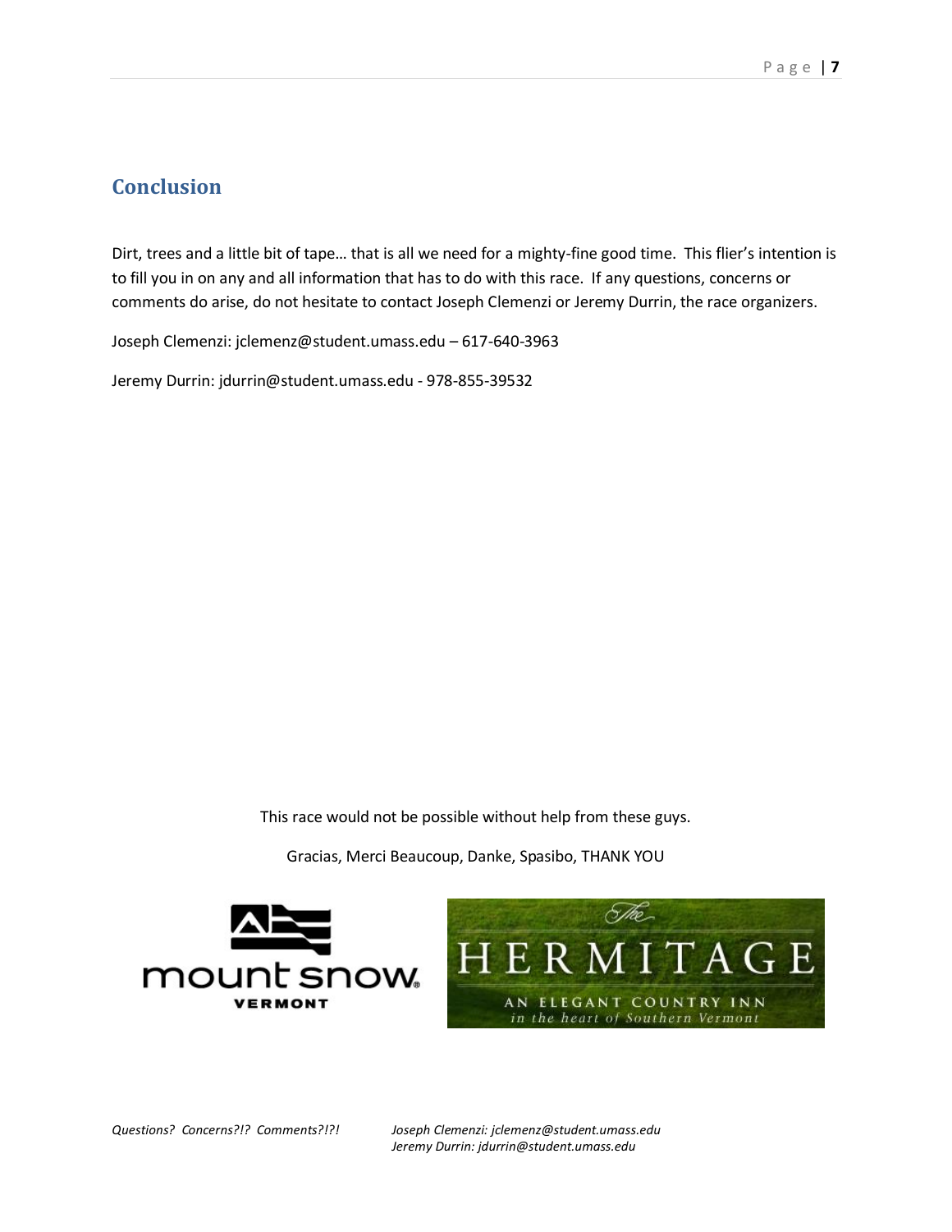## Conclusion

Dirt, trees and a little bit of tape… that is all we need for a mighty-fine good time. This flier's intention is to fill you in on any and all information that has to do with this race. If any questions, concerns or comments do arise, do not hesitate to contact Joseph Clemenzi or Jeremy Durrin, the race organizers.

Joseph Clemenzi: jclemenz@student.umass.edu – 617-640-3963

Jeremy Durrin: jdurrin@student.umass.edu - 978-855-39532

This race would not be possible without help from these guys.

Gracias, Merci Beaucoup, Danke, Spasibo, THANK YOU

mount snow VERMONT

The HERMITAGE AN ELEGANT COUNTRY INN in the heart of Southern Vermont

*Questions? Concerns?!? Comments?!?!* *Joseph Clemenzi: jclemenz@student.umass.edu*
*Jeremy Durrin: jdurrin@student.umass.edu*